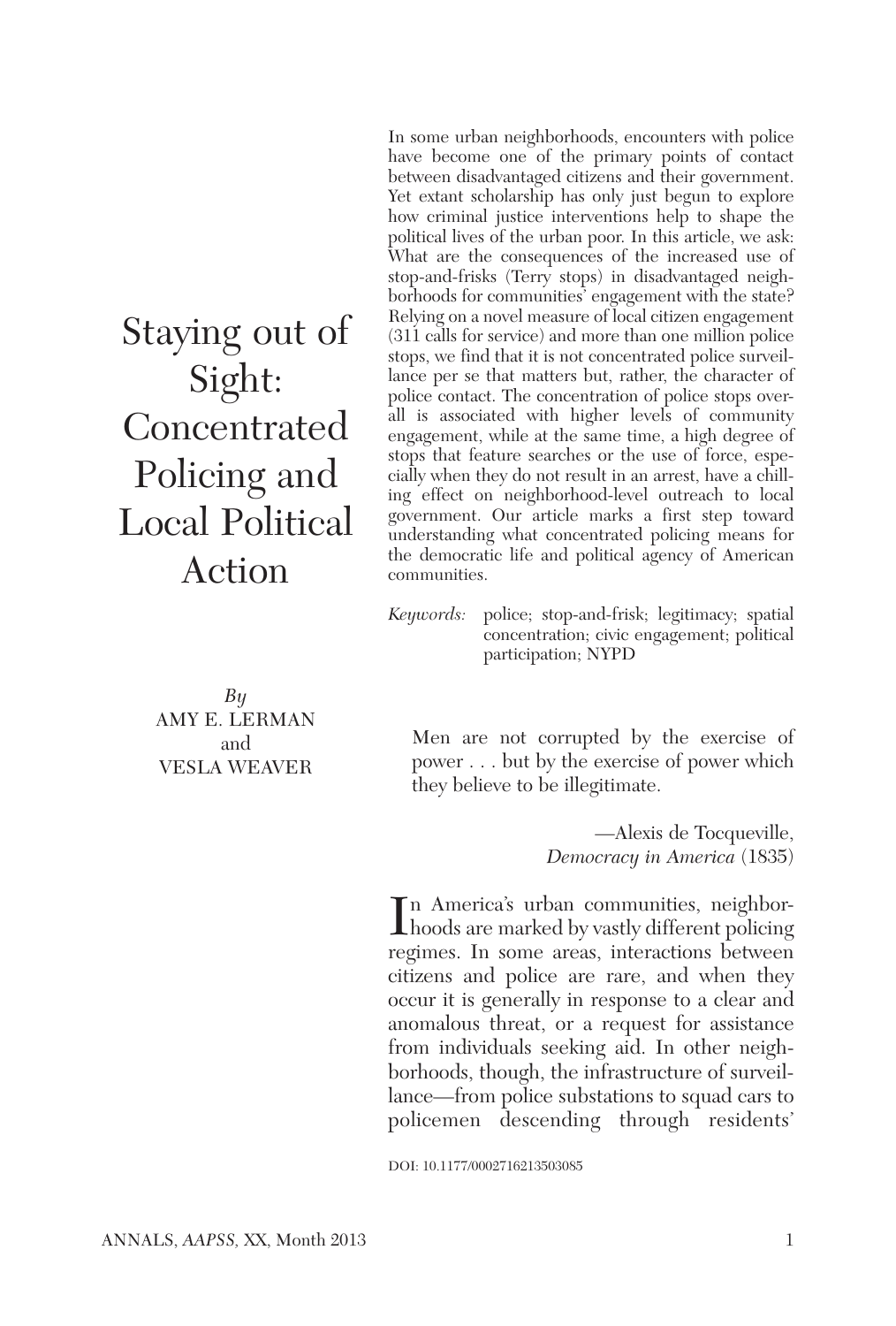# Staying out of Sight: Concentrated Policing and Local Political Action

*By*
AMY E. LERMAN
and
VESLA WEAVER

In some urban neighborhoods, encounters with police have become one of the primary points of contact between disadvantaged citizens and their government. Yet extant scholarship has only just begun to explore how criminal justice interventions help to shape the political lives of the urban poor. In this article, we ask: What are the consequences of the increased use of stop-and-frisks (Terry stops) in disadvantaged neighborhoods for communities' engagement with the state? Relying on a novel measure of local citizen engagement (311 calls for service) and more than one million police stops, we find that it is not concentrated police surveillance per se that matters but, rather, the character of police contact. The concentration of police stops overall is associated with higher levels of community engagement, while at the same time, a high degree of stops that feature searches or the use of force, especially when they do not result in an arrest, have a chilling effect on neighborhood-level outreach to local government. Our article marks a first step toward understanding what concentrated policing means for the democratic life and political agency of American communities.

*Keywords:* police; stop-and-frisk; legitimacy; spatial concentration; civic engagement; political participation; NYPD

> Men are not corrupted by the exercise of power . . . but by the exercise of power which they believe to be illegitimate.
>
> —Alexis de Tocqueville, *Democracy in America* (1835)

In America's urban communities, neighborhoods are marked by vastly different policing regimes. In some areas, interactions between citizens and police are rare, and when they occur it is generally in response to a clear and anomalous threat, or a request for assistance from individuals seeking aid. In other neighborhoods, though, the infrastructure of surveillance—from police substations to squad cars to policemen descending through residents'

DOI: 10.1177/0002716213503085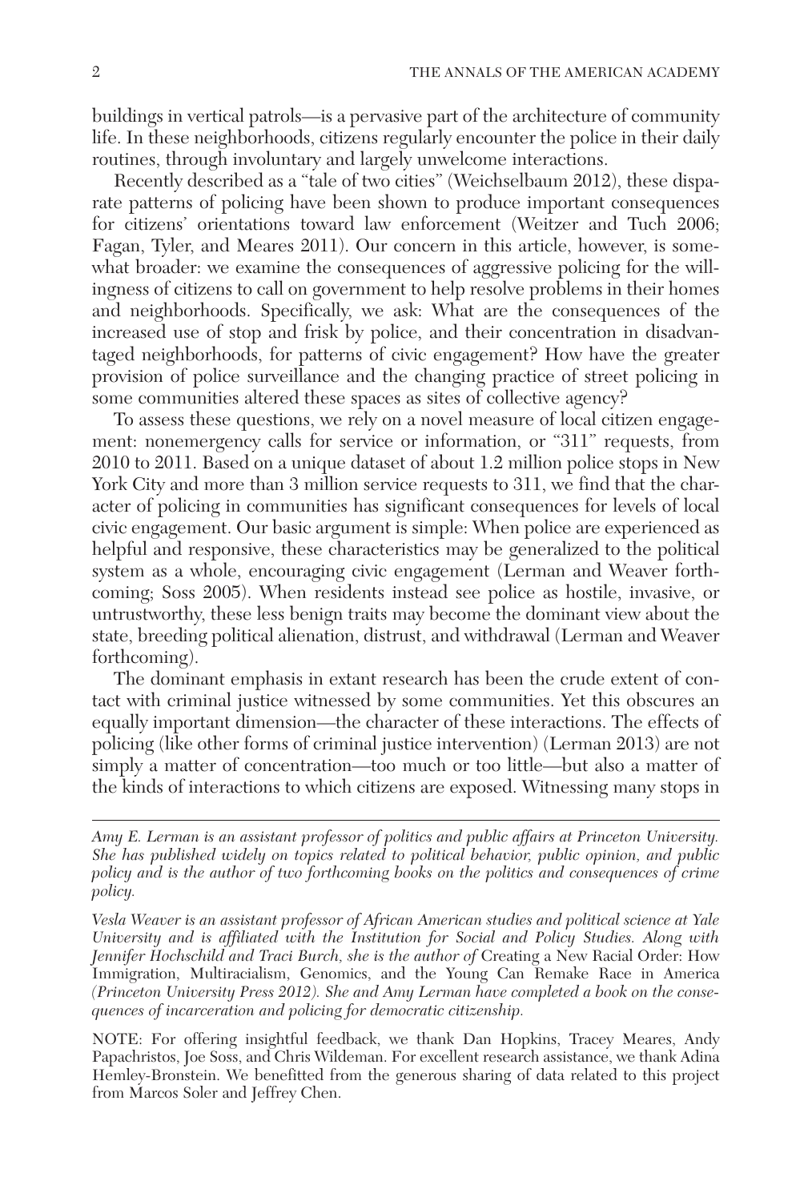buildings in vertical patrols—is a pervasive part of the architecture of community life. In these neighborhoods, citizens regularly encounter the police in their daily routines, through involuntary and largely unwelcome interactions.

Recently described as a "tale of two cities" (Weichselbaum 2012), these disparate patterns of policing have been shown to produce important consequences for citizens' orientations toward law enforcement (Weitzer and Tuch 2006; Fagan, Tyler, and Meares 2011). Our concern in this article, however, is somewhat broader: we examine the consequences of aggressive policing for the willingness of citizens to call on government to help resolve problems in their homes and neighborhoods. Specifically, we ask: What are the consequences of the increased use of stop and frisk by police, and their concentration in disadvantaged neighborhoods, for patterns of civic engagement? How have the greater provision of police surveillance and the changing practice of street policing in some communities altered these spaces as sites of collective agency?

To assess these questions, we rely on a novel measure of local citizen engagement: nonemergency calls for service or information, or "311" requests, from 2010 to 2011. Based on a unique dataset of about 1.2 million police stops in New York City and more than 3 million service requests to 311, we find that the character of policing in communities has significant consequences for levels of local civic engagement. Our basic argument is simple: When police are experienced as helpful and responsive, these characteristics may be generalized to the political system as a whole, encouraging civic engagement (Lerman and Weaver forthcoming; Soss 2005). When residents instead see police as hostile, invasive, or untrustworthy, these less benign traits may become the dominant view about the state, breeding political alienation, distrust, and withdrawal (Lerman and Weaver forthcoming).

The dominant emphasis in extant research has been the crude extent of contact with criminal justice witnessed by some communities. Yet this obscures an equally important dimension—the character of these interactions. The effects of policing (like other forms of criminal justice intervention) (Lerman 2013) are not simply a matter of concentration—too much or too little—but also a matter of the kinds of interactions to which citizens are exposed. Witnessing many stops in

---

*Amy E. Lerman is an assistant professor of politics and public affairs at Princeton University. She has published widely on topics related to political behavior, public opinion, and public policy and is the author of two forthcoming books on the politics and consequences of crime policy.*

*Vesla Weaver is an assistant professor of African American studies and political science at Yale University and is affiliated with the Institution for Social and Policy Studies. Along with Jennifer Hochschild and Traci Burch, she is the author of* Creating a New Racial Order: How Immigration, Multiracialism, Genomics, and the Young Can Remake Race in America *(Princeton University Press 2012). She and Amy Lerman have completed a book on the consequences of incarceration and policing for democratic citizenship.*

NOTE: For offering insightful feedback, we thank Dan Hopkins, Tracey Meares, Andy Papachristos, Joe Soss, and Chris Wildeman. For excellent research assistance, we thank Adina Hemley-Bronstein. We benefitted from the generous sharing of data related to this project from Marcos Soler and Jeffrey Chen.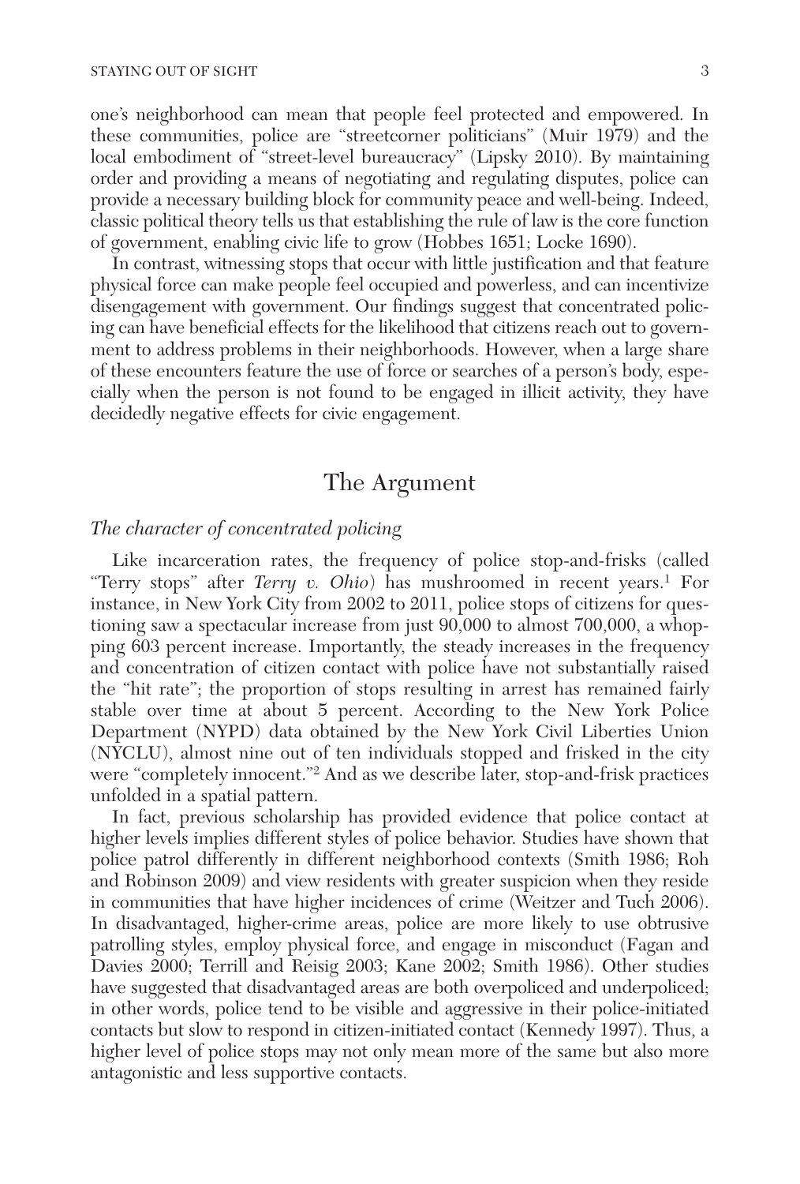one's neighborhood can mean that people feel protected and empowered. In these communities, police are "streetcorner politicians" (Muir 1979) and the local embodiment of "street-level bureaucracy" (Lipsky 2010). By maintaining order and providing a means of negotiating and regulating disputes, police can provide a necessary building block for community peace and well-being. Indeed, classic political theory tells us that establishing the rule of law is the core function of government, enabling civic life to grow (Hobbes 1651; Locke 1690).

In contrast, witnessing stops that occur with little justification and that feature physical force can make people feel occupied and powerless, and can incentivize disengagement with government. Our findings suggest that concentrated policing can have beneficial effects for the likelihood that citizens reach out to government to address problems in their neighborhoods. However, when a large share of these encounters feature the use of force or searches of a person's body, especially when the person is not found to be engaged in illicit activity, they have decidedly negative effects for civic engagement.

## The Argument

### *The character of concentrated policing*

Like incarceration rates, the frequency of police stop-and-frisks (called "Terry stops" after *Terry v. Ohio*) has mushroomed in recent years.[1] For instance, in New York City from 2002 to 2011, police stops of citizens for questioning saw a spectacular increase from just 90,000 to almost 700,000, a whopping 603 percent increase. Importantly, the steady increases in the frequency and concentration of citizen contact with police have not substantially raised the "hit rate"; the proportion of stops resulting in arrest has remained fairly stable over time at about 5 percent. According to the New York Police Department (NYPD) data obtained by the New York Civil Liberties Union (NYCLU), almost nine out of ten individuals stopped and frisked in the city were "completely innocent."[2] And as we describe later, stop-and-frisk practices unfolded in a spatial pattern.

In fact, previous scholarship has provided evidence that police contact at higher levels implies different styles of police behavior. Studies have shown that police patrol differently in different neighborhood contexts (Smith 1986; Roh and Robinson 2009) and view residents with greater suspicion when they reside in communities that have higher incidences of crime (Weitzer and Tuch 2006). In disadvantaged, higher-crime areas, police are more likely to use obtrusive patrolling styles, employ physical force, and engage in misconduct (Fagan and Davies 2000; Terrill and Reisig 2003; Kane 2002; Smith 1986). Other studies have suggested that disadvantaged areas are both overpoliced and underpoliced; in other words, police tend to be visible and aggressive in their police-initiated contacts but slow to respond in citizen-initiated contact (Kennedy 1997). Thus, a higher level of police stops may not only mean more of the same but also more antagonistic and less supportive contacts.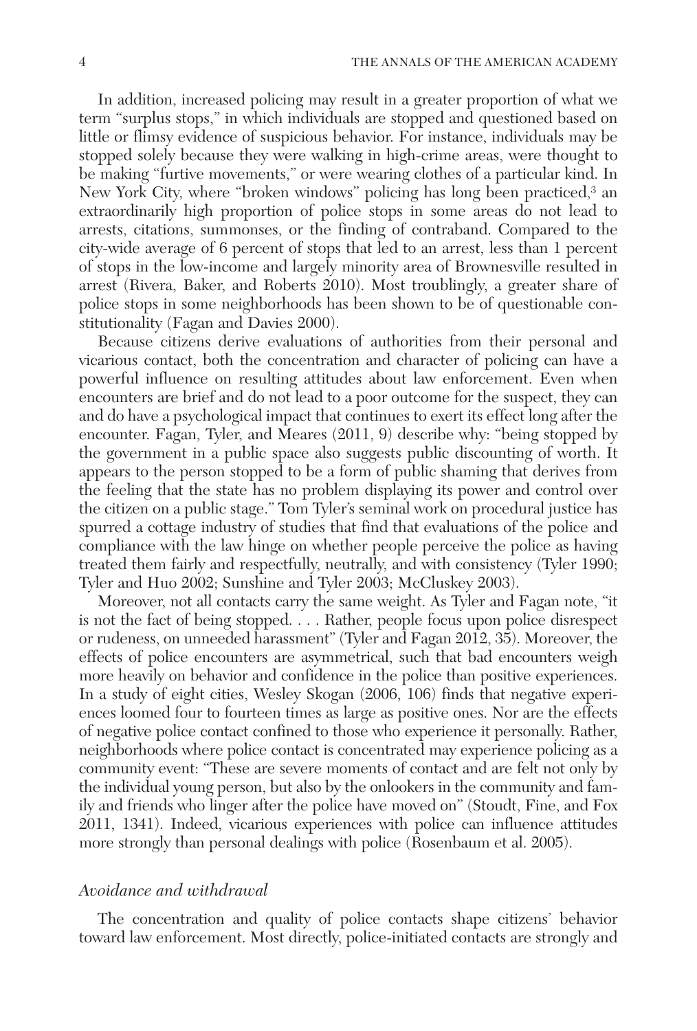In addition, increased policing may result in a greater proportion of what we term "surplus stops," in which individuals are stopped and questioned based on little or flimsy evidence of suspicious behavior. For instance, individuals may be stopped solely because they were walking in high-crime areas, were thought to be making "furtive movements," or were wearing clothes of a particular kind. In New York City, where "broken windows" policing has long been practiced,[3] an extraordinarily high proportion of police stops in some areas do not lead to arrests, citations, summonses, or the finding of contraband. Compared to the city-wide average of 6 percent of stops that led to an arrest, less than 1 percent of stops in the low-income and largely minority area of Brownesville resulted in arrest (Rivera, Baker, and Roberts 2010). Most troublingly, a greater share of police stops in some neighborhoods has been shown to be of questionable constitutionality (Fagan and Davies 2000).

Because citizens derive evaluations of authorities from their personal and vicarious contact, both the concentration and character of policing can have a powerful influence on resulting attitudes about law enforcement. Even when encounters are brief and do not lead to a poor outcome for the suspect, they can and do have a psychological impact that continues to exert its effect long after the encounter. Fagan, Tyler, and Meares (2011, 9) describe why: "being stopped by the government in a public space also suggests public discounting of worth. It appears to the person stopped to be a form of public shaming that derives from the feeling that the state has no problem displaying its power and control over the citizen on a public stage." Tom Tyler's seminal work on procedural justice has spurred a cottage industry of studies that find that evaluations of the police and compliance with the law hinge on whether people perceive the police as having treated them fairly and respectfully, neutrally, and with consistency (Tyler 1990; Tyler and Huo 2002; Sunshine and Tyler 2003; McCluskey 2003).

Moreover, not all contacts carry the same weight. As Tyler and Fagan note, "it is not the fact of being stopped. . . . Rather, people focus upon police disrespect or rudeness, on unneeded harassment" (Tyler and Fagan 2012, 35). Moreover, the effects of police encounters are asymmetrical, such that bad encounters weigh more heavily on behavior and confidence in the police than positive experiences. In a study of eight cities, Wesley Skogan (2006, 106) finds that negative experiences loomed four to fourteen times as large as positive ones. Nor are the effects of negative police contact confined to those who experience it personally. Rather, neighborhoods where police contact is concentrated may experience policing as a community event: "These are severe moments of contact and are felt not only by the individual young person, but also by the onlookers in the community and family and friends who linger after the police have moved on" (Stoudt, Fine, and Fox 2011, 1341). Indeed, vicarious experiences with police can influence attitudes more strongly than personal dealings with police (Rosenbaum et al. 2005).

### *Avoidance and withdrawal*

The concentration and quality of police contacts shape citizens' behavior toward law enforcement. Most directly, police-initiated contacts are strongly and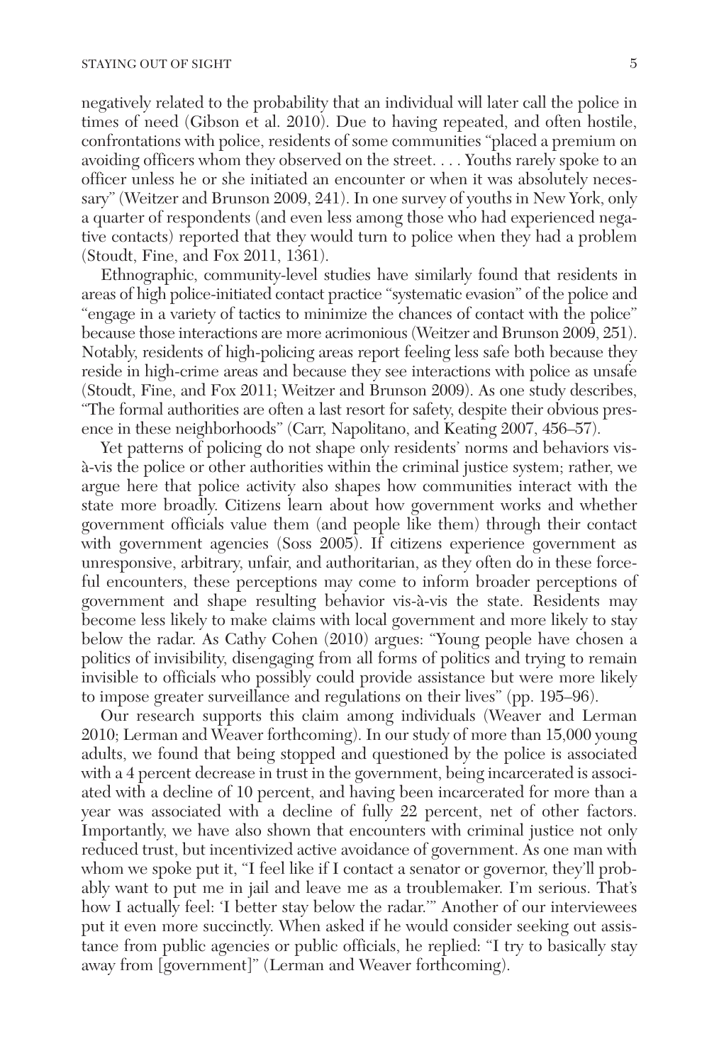negatively related to the probability that an individual will later call the police in times of need (Gibson et al. 2010). Due to having repeated, and often hostile, confrontations with police, residents of some communities "placed a premium on avoiding officers whom they observed on the street. . . . Youths rarely spoke to an officer unless he or she initiated an encounter or when it was absolutely necessary" (Weitzer and Brunson 2009, 241). In one survey of youths in New York, only a quarter of respondents (and even less among those who had experienced negative contacts) reported that they would turn to police when they had a problem (Stoudt, Fine, and Fox 2011, 1361).

Ethnographic, community-level studies have similarly found that residents in areas of high police-initiated contact practice "systematic evasion" of the police and "engage in a variety of tactics to minimize the chances of contact with the police" because those interactions are more acrimonious (Weitzer and Brunson 2009, 251). Notably, residents of high-policing areas report feeling less safe both because they reside in high-crime areas and because they see interactions with police as unsafe (Stoudt, Fine, and Fox 2011; Weitzer and Brunson 2009). As one study describes, "The formal authorities are often a last resort for safety, despite their obvious presence in these neighborhoods" (Carr, Napolitano, and Keating 2007, 456–57).

Yet patterns of policing do not shape only residents' norms and behaviors vis-à-vis the police or other authorities within the criminal justice system; rather, we argue here that police activity also shapes how communities interact with the state more broadly. Citizens learn about how government works and whether government officials value them (and people like them) through their contact with government agencies (Soss 2005). If citizens experience government as unresponsive, arbitrary, unfair, and authoritarian, as they often do in these forceful encounters, these perceptions may come to inform broader perceptions of government and shape resulting behavior vis-à-vis the state. Residents may become less likely to make claims with local government and more likely to stay below the radar. As Cathy Cohen (2010) argues: "Young people have chosen a politics of invisibility, disengaging from all forms of politics and trying to remain invisible to officials who possibly could provide assistance but were more likely to impose greater surveillance and regulations on their lives" (pp. 195–96).

Our research supports this claim among individuals (Weaver and Lerman 2010; Lerman and Weaver forthcoming). In our study of more than 15,000 young adults, we found that being stopped and questioned by the police is associated with a 4 percent decrease in trust in the government, being incarcerated is associated with a decline of 10 percent, and having been incarcerated for more than a year was associated with a decline of fully 22 percent, net of other factors. Importantly, we have also shown that encounters with criminal justice not only reduced trust, but incentivized active avoidance of government. As one man with whom we spoke put it, "I feel like if I contact a senator or governor, they'll probably want to put me in jail and leave me as a troublemaker. I'm serious. That's how I actually feel: 'I better stay below the radar.'" Another of our interviewees put it even more succinctly. When asked if he would consider seeking out assistance from public agencies or public officials, he replied: "I try to basically stay away from [government]" (Lerman and Weaver forthcoming).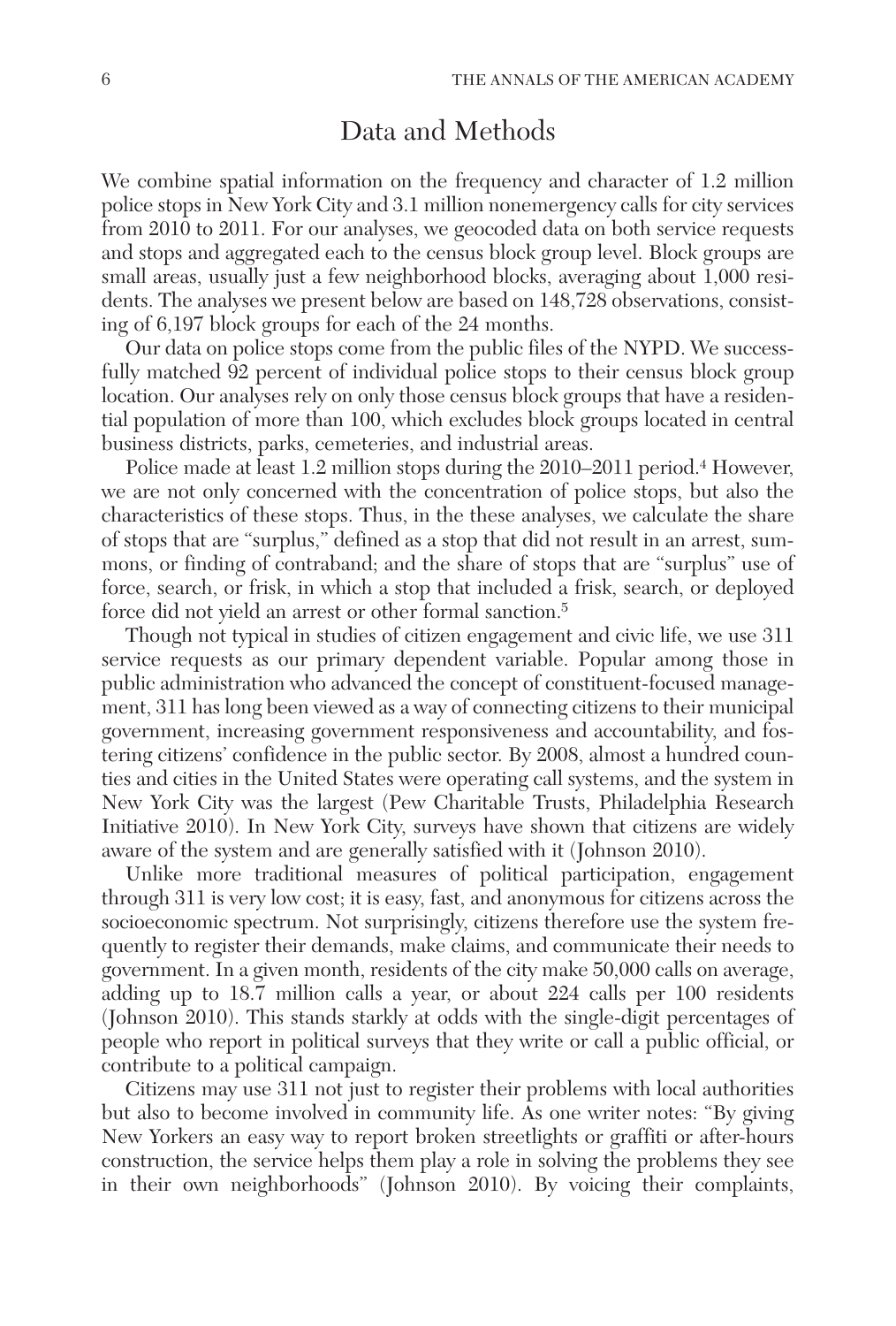## Data and Methods

We combine spatial information on the frequency and character of 1.2 million police stops in New York City and 3.1 million nonemergency calls for city services from 2010 to 2011. For our analyses, we geocoded data on both service requests and stops and aggregated each to the census block group level. Block groups are small areas, usually just a few neighborhood blocks, averaging about 1,000 residents. The analyses we present below are based on 148,728 observations, consisting of 6,197 block groups for each of the 24 months.

Our data on police stops come from the public files of the NYPD. We successfully matched 92 percent of individual police stops to their census block group location. Our analyses rely on only those census block groups that have a residential population of more than 100, which excludes block groups located in central business districts, parks, cemeteries, and industrial areas.

Police made at least 1.2 million stops during the 2010–2011 period.[4] However, we are not only concerned with the concentration of police stops, but also the characteristics of these stops. Thus, in the these analyses, we calculate the share of stops that are "surplus," defined as a stop that did not result in an arrest, summons, or finding of contraband; and the share of stops that are "surplus" use of force, search, or frisk, in which a stop that included a frisk, search, or deployed force did not yield an arrest or other formal sanction.[5]

Though not typical in studies of citizen engagement and civic life, we use 311 service requests as our primary dependent variable. Popular among those in public administration who advanced the concept of constituent-focused management, 311 has long been viewed as a way of connecting citizens to their municipal government, increasing government responsiveness and accountability, and fostering citizens' confidence in the public sector. By 2008, almost a hundred counties and cities in the United States were operating call systems, and the system in New York City was the largest (Pew Charitable Trusts, Philadelphia Research Initiative 2010). In New York City, surveys have shown that citizens are widely aware of the system and are generally satisfied with it (Johnson 2010).

Unlike more traditional measures of political participation, engagement through 311 is very low cost; it is easy, fast, and anonymous for citizens across the socioeconomic spectrum. Not surprisingly, citizens therefore use the system frequently to register their demands, make claims, and communicate their needs to government. In a given month, residents of the city make 50,000 calls on average, adding up to 18.7 million calls a year, or about 224 calls per 100 residents (Johnson 2010). This stands starkly at odds with the single-digit percentages of people who report in political surveys that they write or call a public official, or contribute to a political campaign.

Citizens may use 311 not just to register their problems with local authorities but also to become involved in community life. As one writer notes: "By giving New Yorkers an easy way to report broken streetlights or graffiti or after-hours construction, the service helps them play a role in solving the problems they see in their own neighborhoods" (Johnson 2010). By voicing their complaints,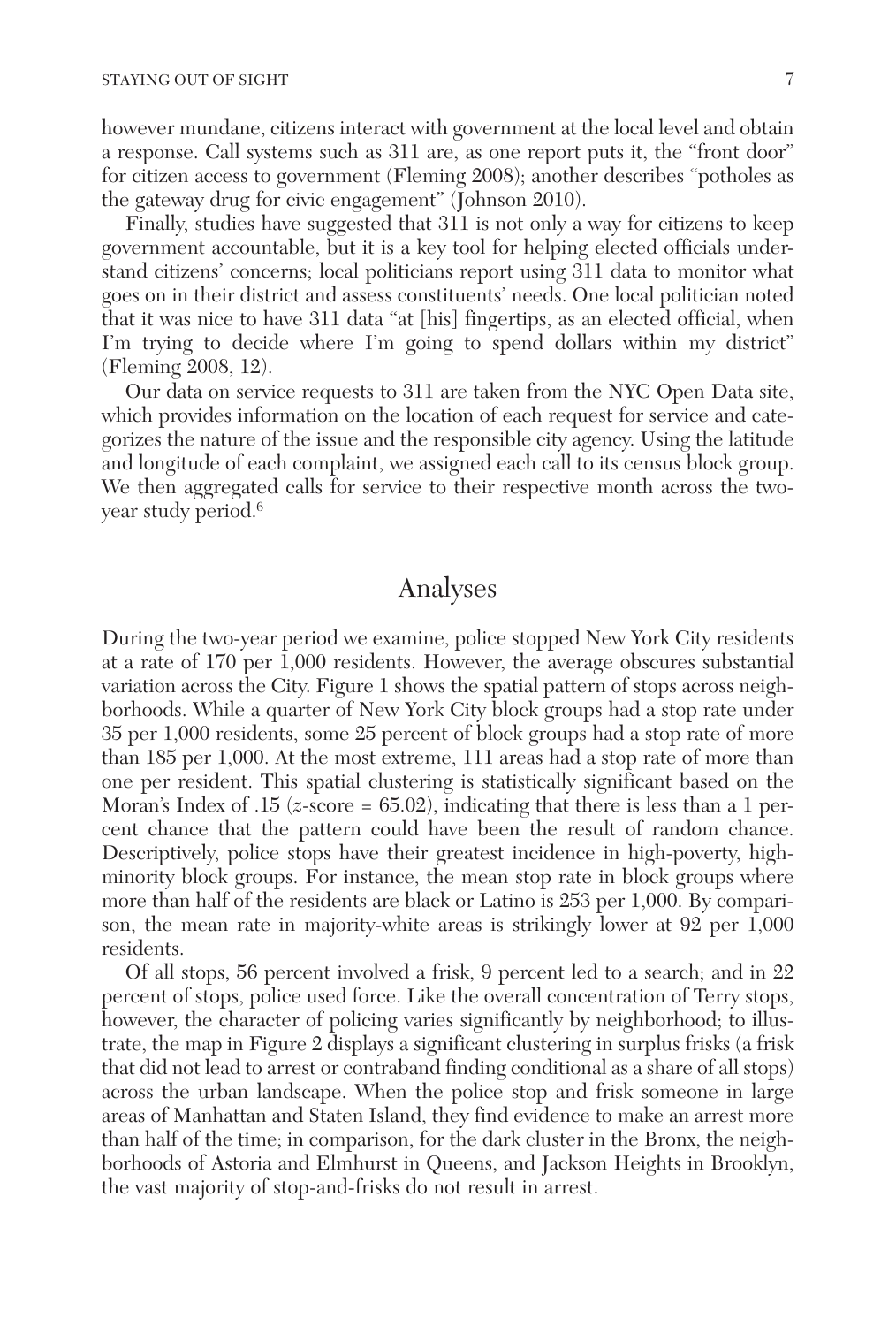however mundane, citizens interact with government at the local level and obtain a response. Call systems such as 311 are, as one report puts it, the "front door" for citizen access to government (Fleming 2008); another describes "potholes as the gateway drug for civic engagement" (Johnson 2010).

Finally, studies have suggested that 311 is not only a way for citizens to keep government accountable, but it is a key tool for helping elected officials understand citizens' concerns; local politicians report using 311 data to monitor what goes on in their district and assess constituents' needs. One local politician noted that it was nice to have 311 data "at [his] fingertips, as an elected official, when I'm trying to decide where I'm going to spend dollars within my district" (Fleming 2008, 12).

Our data on service requests to 311 are taken from the NYC Open Data site, which provides information on the location of each request for service and categorizes the nature of the issue and the responsible city agency. Using the latitude and longitude of each complaint, we assigned each call to its census block group. We then aggregated calls for service to their respective month across the two-year study period.[6]

## Analyses

During the two-year period we examine, police stopped New York City residents at a rate of 170 per 1,000 residents. However, the average obscures substantial variation across the City. Figure 1 shows the spatial pattern of stops across neighborhoods. While a quarter of New York City block groups had a stop rate under 35 per 1,000 residents, some 25 percent of block groups had a stop rate of more than 185 per 1,000. At the most extreme, 111 areas had a stop rate of more than one per resident. This spatial clustering is statistically significant based on the Moran's Index of .15 ($z$-score = 65.02), indicating that there is less than a 1 percent chance that the pattern could have been the result of random chance. Descriptively, police stops have their greatest incidence in high-poverty, high-minority block groups. For instance, the mean stop rate in block groups where more than half of the residents are black or Latino is 253 per 1,000. By comparison, the mean rate in majority-white areas is strikingly lower at 92 per 1,000 residents.

Of all stops, 56 percent involved a frisk, 9 percent led to a search; and in 22 percent of stops, police used force. Like the overall concentration of Terry stops, however, the character of policing varies significantly by neighborhood; to illustrate, the map in Figure 2 displays a significant clustering in surplus frisks (a frisk that did not lead to arrest or contraband finding conditional as a share of all stops) across the urban landscape. When the police stop and frisk someone in large areas of Manhattan and Staten Island, they find evidence to make an arrest more than half of the time; in comparison, for the dark cluster in the Bronx, the neighborhoods of Astoria and Elmhurst in Queens, and Jackson Heights in Brooklyn, the vast majority of stop-and-frisks do not result in arrest.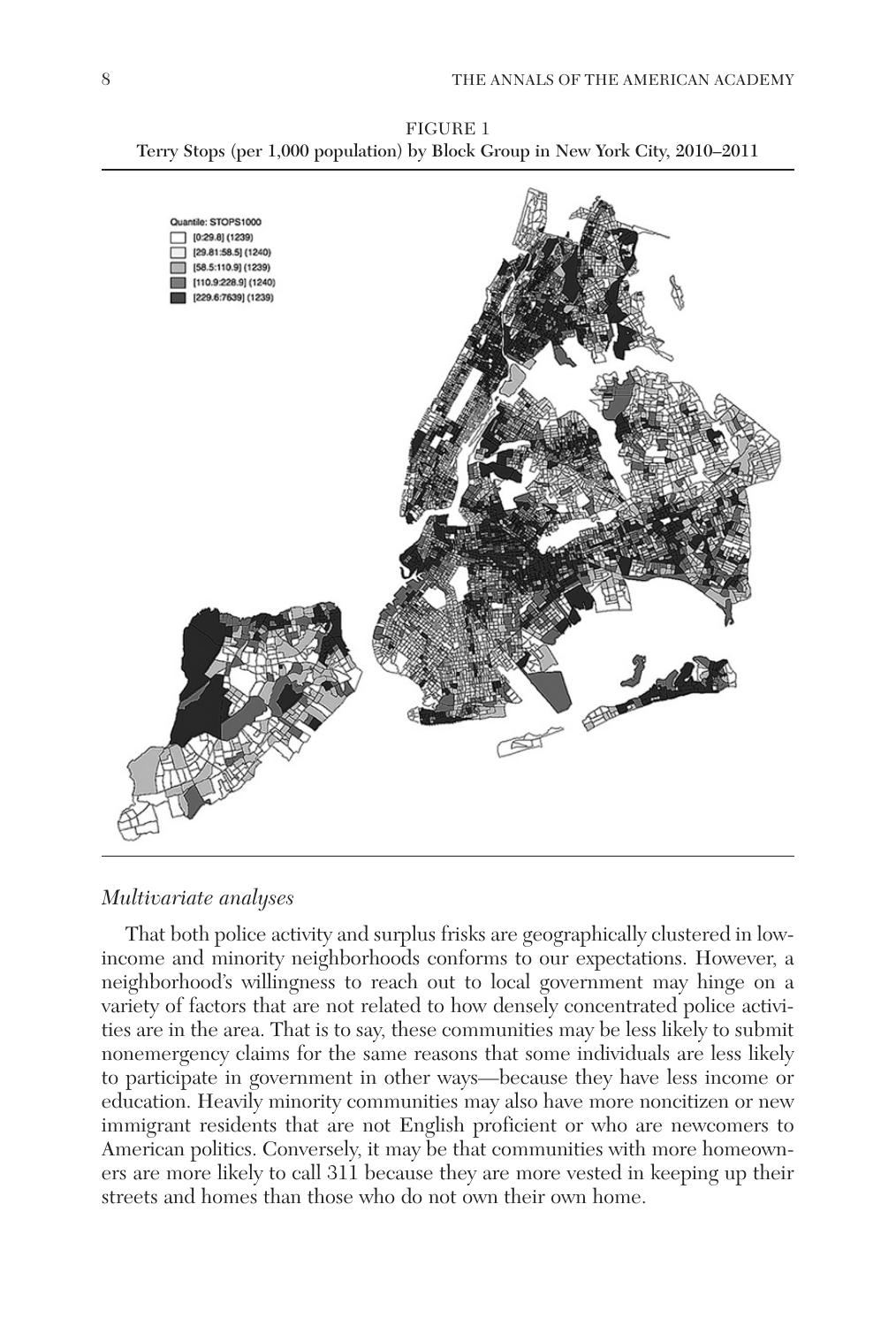FIGURE 1
Terry Stops (per 1,000 population) by Block Group in New York City, 2010–2011

Quantile: STOPS1000
[0:29.8] (1239)
[29.81:58.5] (1240)
[58.5:110.9] (1239)
[110.9:228.9] (1240)
[229.6:7639] (1239)

*Multivariate analyses*

That both police activity and surplus frisks are geographically clustered in low-income and minority neighborhoods conforms to our expectations. However, a neighborhood's willingness to reach out to local government may hinge on a variety of factors that are not related to how densely concentrated police activities are in the area. That is to say, these communities may be less likely to submit nonemergency claims for the same reasons that some individuals are less likely to participate in government in other ways—because they have less income or education. Heavily minority communities may also have more noncitizen or new immigrant residents that are not English proficient or who are newcomers to American politics. Conversely, it may be that communities with more homeowners are more likely to call 311 because they are more vested in keeping up their streets and homes than those who do not own their own home.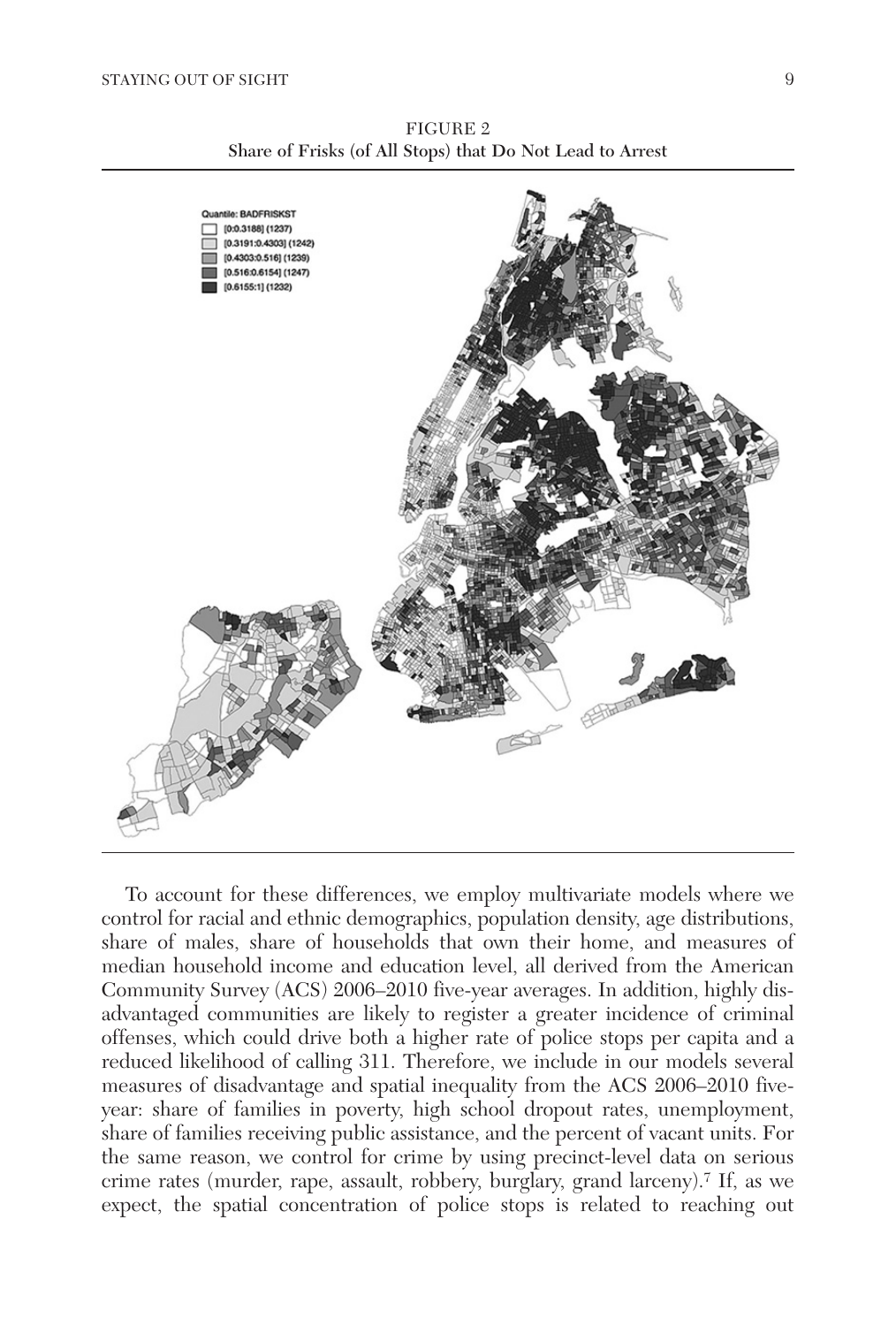FIGURE 2
Share of Frisks (of All Stops) that Do Not Lead to Arrest

Quantile: BADFRISKST
- [0:0.3188] (1237)
- [0.3191:0.4303] (1242)
- [0.4303:0.516] (1239)
- [0.516:0.6154] (1247)
- [0.6155:1] (1232)

To account for these differences, we employ multivariate models where we control for racial and ethnic demographics, population density, age distributions, share of males, share of households that own their home, and measures of median household income and education level, all derived from the American Community Survey (ACS) 2006–2010 five-year averages. In addition, highly disadvantaged communities are likely to register a greater incidence of criminal offenses, which could drive both a higher rate of police stops per capita and a reduced likelihood of calling 311. Therefore, we include in our models several measures of disadvantage and spatial inequality from the ACS 2006–2010 five-year: share of families in poverty, high school dropout rates, unemployment, share of families receiving public assistance, and the percent of vacant units. For the same reason, we control for crime by using precinct-level data on serious crime rates (murder, rape, assault, robbery, burglary, grand larceny).[7] If, as we expect, the spatial concentration of police stops is related to reaching out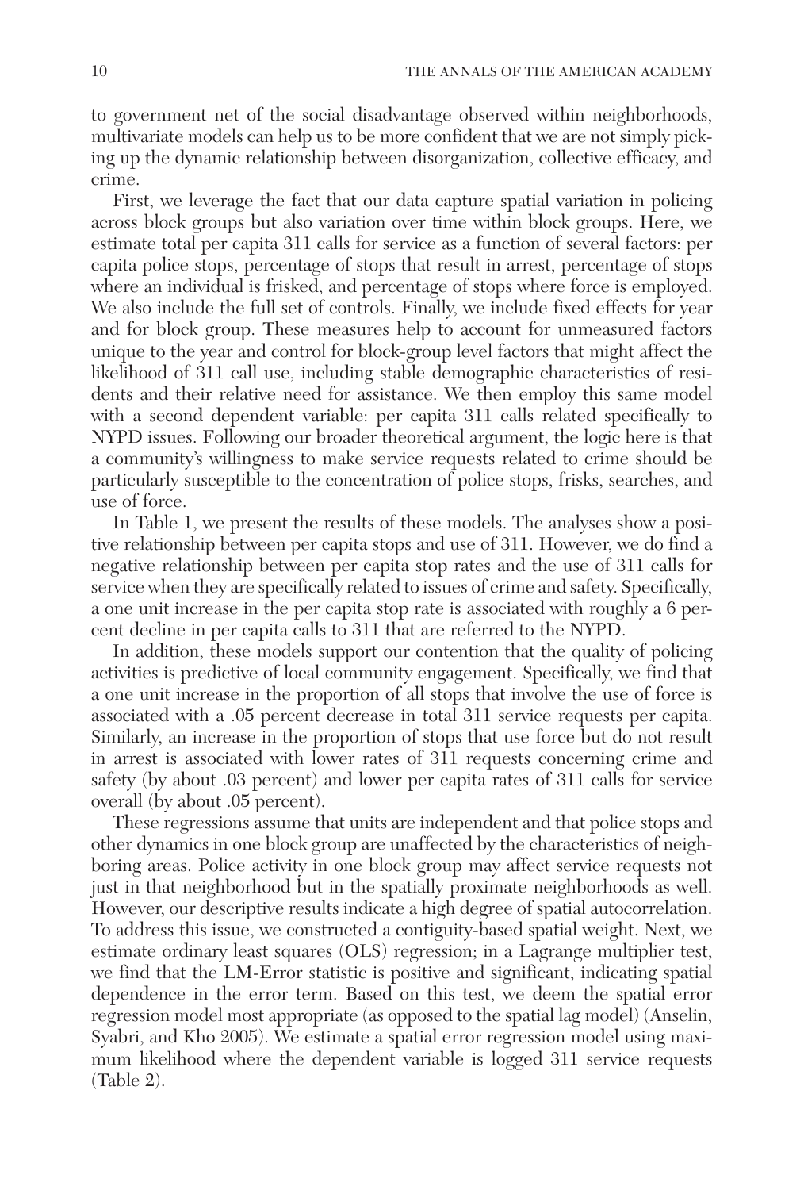to government net of the social disadvantage observed within neighborhoods, multivariate models can help us to be more confident that we are not simply picking up the dynamic relationship between disorganization, collective efficacy, and crime.

First, we leverage the fact that our data capture spatial variation in policing across block groups but also variation over time within block groups. Here, we estimate total per capita 311 calls for service as a function of several factors: per capita police stops, percentage of stops that result in arrest, percentage of stops where an individual is frisked, and percentage of stops where force is employed. We also include the full set of controls. Finally, we include fixed effects for year and for block group. These measures help to account for unmeasured factors unique to the year and control for block-group level factors that might affect the likelihood of 311 call use, including stable demographic characteristics of residents and their relative need for assistance. We then employ this same model with a second dependent variable: per capita 311 calls related specifically to NYPD issues. Following our broader theoretical argument, the logic here is that a community's willingness to make service requests related to crime should be particularly susceptible to the concentration of police stops, frisks, searches, and use of force.

In Table 1, we present the results of these models. The analyses show a positive relationship between per capita stops and use of 311. However, we do find a negative relationship between per capita stop rates and the use of 311 calls for service when they are specifically related to issues of crime and safety. Specifically, a one unit increase in the per capita stop rate is associated with roughly a 6 percent decline in per capita calls to 311 that are referred to the NYPD.

In addition, these models support our contention that the quality of policing activities is predictive of local community engagement. Specifically, we find that a one unit increase in the proportion of all stops that involve the use of force is associated with a .05 percent decrease in total 311 service requests per capita. Similarly, an increase in the proportion of stops that use force but do not result in arrest is associated with lower rates of 311 requests concerning crime and safety (by about .03 percent) and lower per capita rates of 311 calls for service overall (by about .05 percent).

These regressions assume that units are independent and that police stops and other dynamics in one block group are unaffected by the characteristics of neighboring areas. Police activity in one block group may affect service requests not just in that neighborhood but in the spatially proximate neighborhoods as well. However, our descriptive results indicate a high degree of spatial autocorrelation. To address this issue, we constructed a contiguity-based spatial weight. Next, we estimate ordinary least squares (OLS) regression; in a Lagrange multiplier test, we find that the LM-Error statistic is positive and significant, indicating spatial dependence in the error term. Based on this test, we deem the spatial error regression model most appropriate (as opposed to the spatial lag model) (Anselin, Syabri, and Kho 2005). We estimate a spatial error regression model using maximum likelihood where the dependent variable is logged 311 service requests (Table 2).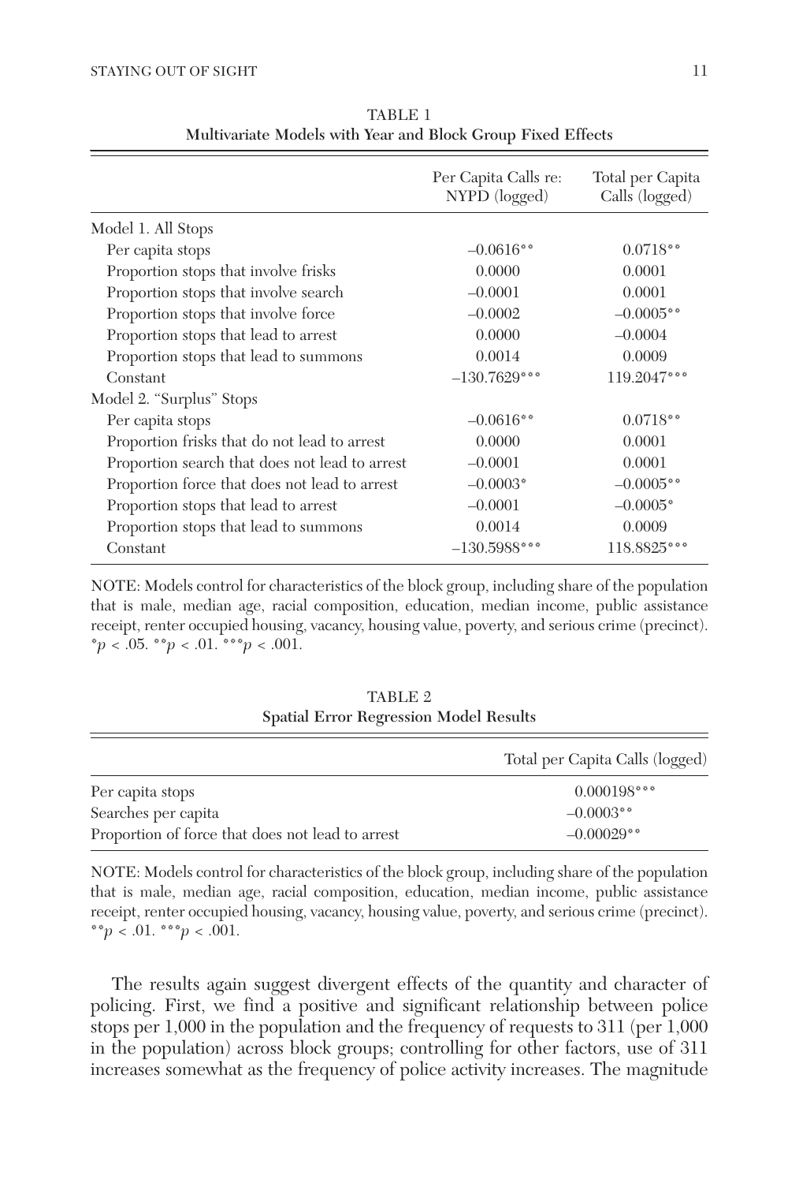TABLE 1
**Multivariate Models with Year and Block Group Fixed Effects**

| | Per Capita Calls re: NYPD (logged) | Total per Capita Calls (logged) |
|---|---|---|
| Model 1. All Stops | | |
| Per capita stops | –0.0616** | 0.0718** |
| Proportion stops that involve frisks | 0.0000 | 0.0001 |
| Proportion stops that involve search | –0.0001 | 0.0001 |
| Proportion stops that involve force | –0.0002 | –0.0005** |
| Proportion stops that lead to arrest | 0.0000 | –0.0004 |
| Proportion stops that lead to summons | 0.0014 | 0.0009 |
| Constant | –130.7629*** | 119.2047*** |
| Model 2. "Surplus" Stops | | |
| Per capita stops | –0.0616** | 0.0718** |
| Proportion frisks that do not lead to arrest | 0.0000 | 0.0001 |
| Proportion search that does not lead to arrest | –0.0001 | 0.0001 |
| Proportion force that does not lead to arrest | –0.0003* | –0.0005** |
| Proportion stops that lead to arrest | –0.0001 | –0.0005* |
| Proportion stops that lead to summons | 0.0014 | 0.0009 |
| Constant | –130.5988*** | 118.8825*** |

NOTE: Models control for characteristics of the block group, including share of the population that is male, median age, racial composition, education, median income, public assistance receipt, renter occupied housing, vacancy, housing value, poverty, and serious crime (precinct). *$p < .05$. **$p < .01$. ***$p < .001$.

TABLE 2
**Spatial Error Regression Model Results**

| | Total per Capita Calls (logged) |
|---|---|
| Per capita stops | 0.000198*** |
| Searches per capita | –0.0003** |
| Proportion of force that does not lead to arrest | –0.00029** |

NOTE: Models control for characteristics of the block group, including share of the population that is male, median age, racial composition, education, median income, public assistance receipt, renter occupied housing, vacancy, housing value, poverty, and serious crime (precinct). **$p < .01$. ***$p < .001$.

The results again suggest divergent effects of the quantity and character of policing. First, we find a positive and significant relationship between police stops per 1,000 in the population and the frequency of requests to 311 (per 1,000 in the population) across block groups; controlling for other factors, use of 311 increases somewhat as the frequency of police activity increases. The magnitude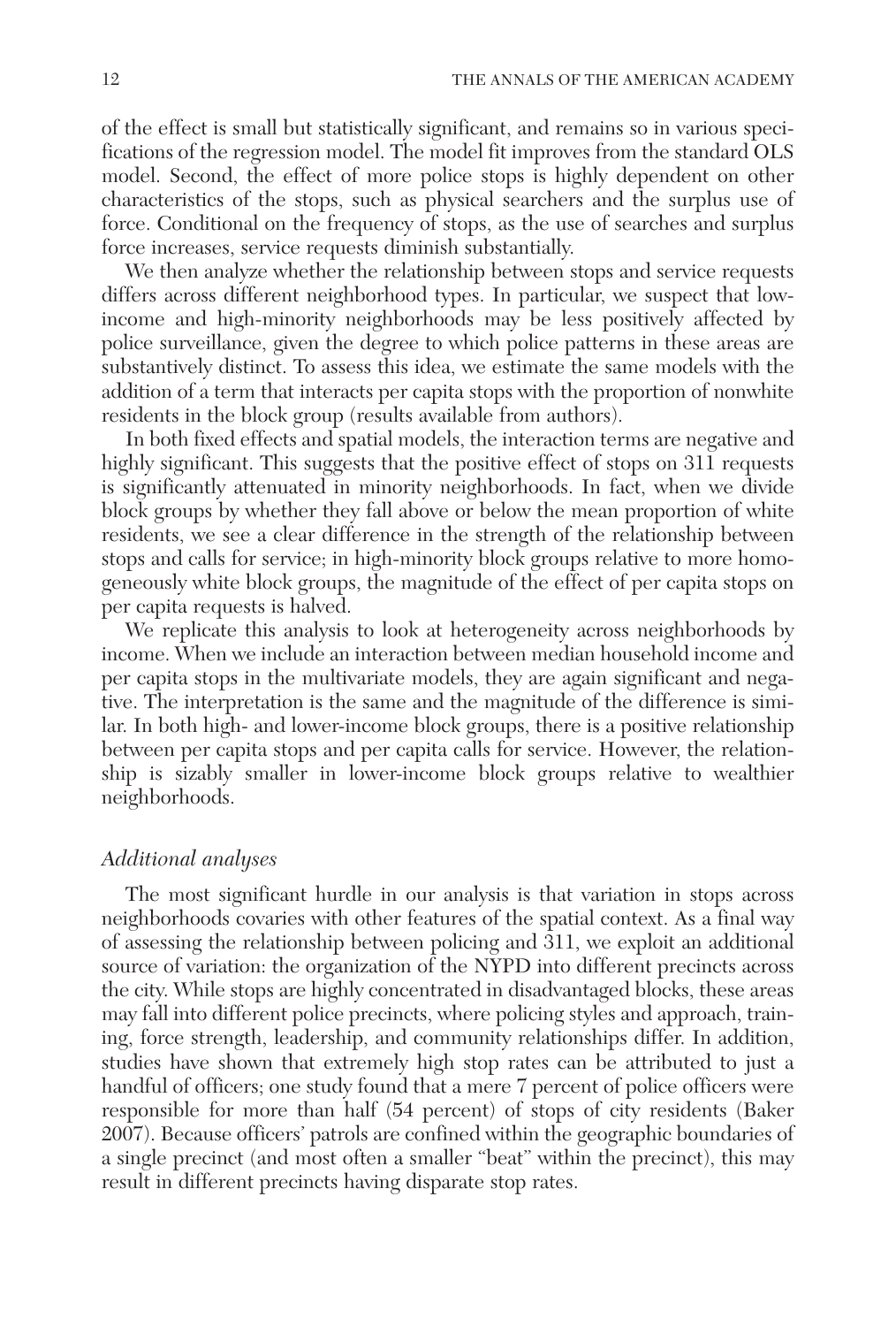of the effect is small but statistically significant, and remains so in various specifications of the regression model. The model fit improves from the standard OLS model. Second, the effect of more police stops is highly dependent on other characteristics of the stops, such as physical searchers and the surplus use of force. Conditional on the frequency of stops, as the use of searches and surplus force increases, service requests diminish substantially.

We then analyze whether the relationship between stops and service requests differs across different neighborhood types. In particular, we suspect that low-income and high-minority neighborhoods may be less positively affected by police surveillance, given the degree to which police patterns in these areas are substantively distinct. To assess this idea, we estimate the same models with the addition of a term that interacts per capita stops with the proportion of nonwhite residents in the block group (results available from authors).

In both fixed effects and spatial models, the interaction terms are negative and highly significant. This suggests that the positive effect of stops on 311 requests is significantly attenuated in minority neighborhoods. In fact, when we divide block groups by whether they fall above or below the mean proportion of white residents, we see a clear difference in the strength of the relationship between stops and calls for service; in high-minority block groups relative to more homogeneously white block groups, the magnitude of the effect of per capita stops on per capita requests is halved.

We replicate this analysis to look at heterogeneity across neighborhoods by income. When we include an interaction between median household income and per capita stops in the multivariate models, they are again significant and negative. The interpretation is the same and the magnitude of the difference is similar. In both high- and lower-income block groups, there is a positive relationship between per capita stops and per capita calls for service. However, the relationship is sizably smaller in lower-income block groups relative to wealthier neighborhoods.

### *Additional analyses*

The most significant hurdle in our analysis is that variation in stops across neighborhoods covaries with other features of the spatial context. As a final way of assessing the relationship between policing and 311, we exploit an additional source of variation: the organization of the NYPD into different precincts across the city. While stops are highly concentrated in disadvantaged blocks, these areas may fall into different police precincts, where policing styles and approach, training, force strength, leadership, and community relationships differ. In addition, studies have shown that extremely high stop rates can be attributed to just a handful of officers; one study found that a mere 7 percent of police officers were responsible for more than half (54 percent) of stops of city residents (Baker 2007). Because officers' patrols are confined within the geographic boundaries of a single precinct (and most often a smaller "beat" within the precinct), this may result in different precincts having disparate stop rates.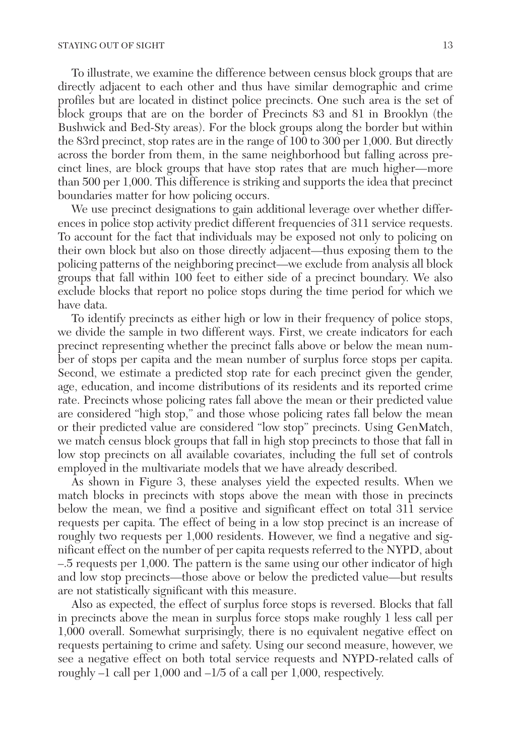To illustrate, we examine the difference between census block groups that are directly adjacent to each other and thus have similar demographic and crime profiles but are located in distinct police precincts. One such area is the set of block groups that are on the border of Precincts 83 and 81 in Brooklyn (the Bushwick and Bed-Sty areas). For the block groups along the border but within the 83rd precinct, stop rates are in the range of 100 to 300 per 1,000. But directly across the border from them, in the same neighborhood but falling across precinct lines, are block groups that have stop rates that are much higher—more than 500 per 1,000. This difference is striking and supports the idea that precinct boundaries matter for how policing occurs.

We use precinct designations to gain additional leverage over whether differences in police stop activity predict different frequencies of 311 service requests. To account for the fact that individuals may be exposed not only to policing on their own block but also on those directly adjacent—thus exposing them to the policing patterns of the neighboring precinct—we exclude from analysis all block groups that fall within 100 feet to either side of a precinct boundary. We also exclude blocks that report no police stops during the time period for which we have data.

To identify precincts as either high or low in their frequency of police stops, we divide the sample in two different ways. First, we create indicators for each precinct representing whether the precinct falls above or below the mean number of stops per capita and the mean number of surplus force stops per capita. Second, we estimate a predicted stop rate for each precinct given the gender, age, education, and income distributions of its residents and its reported crime rate. Precincts whose policing rates fall above the mean or their predicted value are considered "high stop," and those whose policing rates fall below the mean or their predicted value are considered "low stop" precincts. Using GenMatch, we match census block groups that fall in high stop precincts to those that fall in low stop precincts on all available covariates, including the full set of controls employed in the multivariate models that we have already described.

As shown in Figure 3, these analyses yield the expected results. When we match blocks in precincts with stops above the mean with those in precincts below the mean, we find a positive and significant effect on total 311 service requests per capita. The effect of being in a low stop precinct is an increase of roughly two requests per 1,000 residents. However, we find a negative and significant effect on the number of per capita requests referred to the NYPD, about –.5 requests per 1,000. The pattern is the same using our other indicator of high and low stop precincts—those above or below the predicted value—but results are not statistically significant with this measure.

Also as expected, the effect of surplus force stops is reversed. Blocks that fall in precincts above the mean in surplus force stops make roughly 1 less call per 1,000 overall. Somewhat surprisingly, there is no equivalent negative effect on requests pertaining to crime and safety. Using our second measure, however, we see a negative effect on both total service requests and NYPD-related calls of roughly –1 call per 1,000 and –1/5 of a call per 1,000, respectively.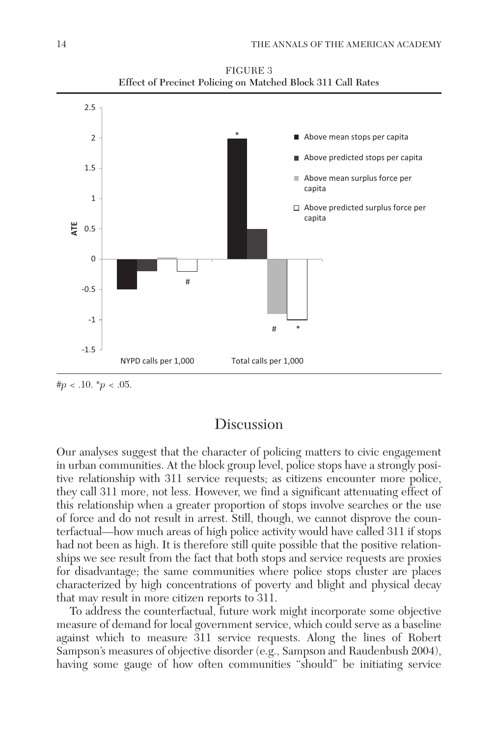FIGURE 3
**Effect of Precinct Policing on Matched Block 311 Call Rates**

$\#p < .10$. $*p < .05$.

## Discussion

Our analyses suggest that the character of policing matters to civic engagement in urban communities. At the block group level, police stops have a strongly positive relationship with 311 service requests; as citizens encounter more police, they call 311 more, not less. However, we find a significant attenuating effect of this relationship when a greater proportion of stops involve searches or the use of force and do not result in arrest. Still, though, we cannot disprove the counterfactual—how much areas of high police activity would have called 311 if stops had not been as high. It is therefore still quite possible that the positive relationships we see result from the fact that both stops and service requests are proxies for disadvantage; the same communities where police stops cluster are places characterized by high concentrations of poverty and blight and physical decay that may result in more citizen reports to 311.

To address the counterfactual, future work might incorporate some objective measure of demand for local government service, which could serve as a baseline against which to measure 311 service requests. Along the lines of Robert Sampson's measures of objective disorder (e.g., Sampson and Raudenbush 2004), having some gauge of how often communities "should" be initiating service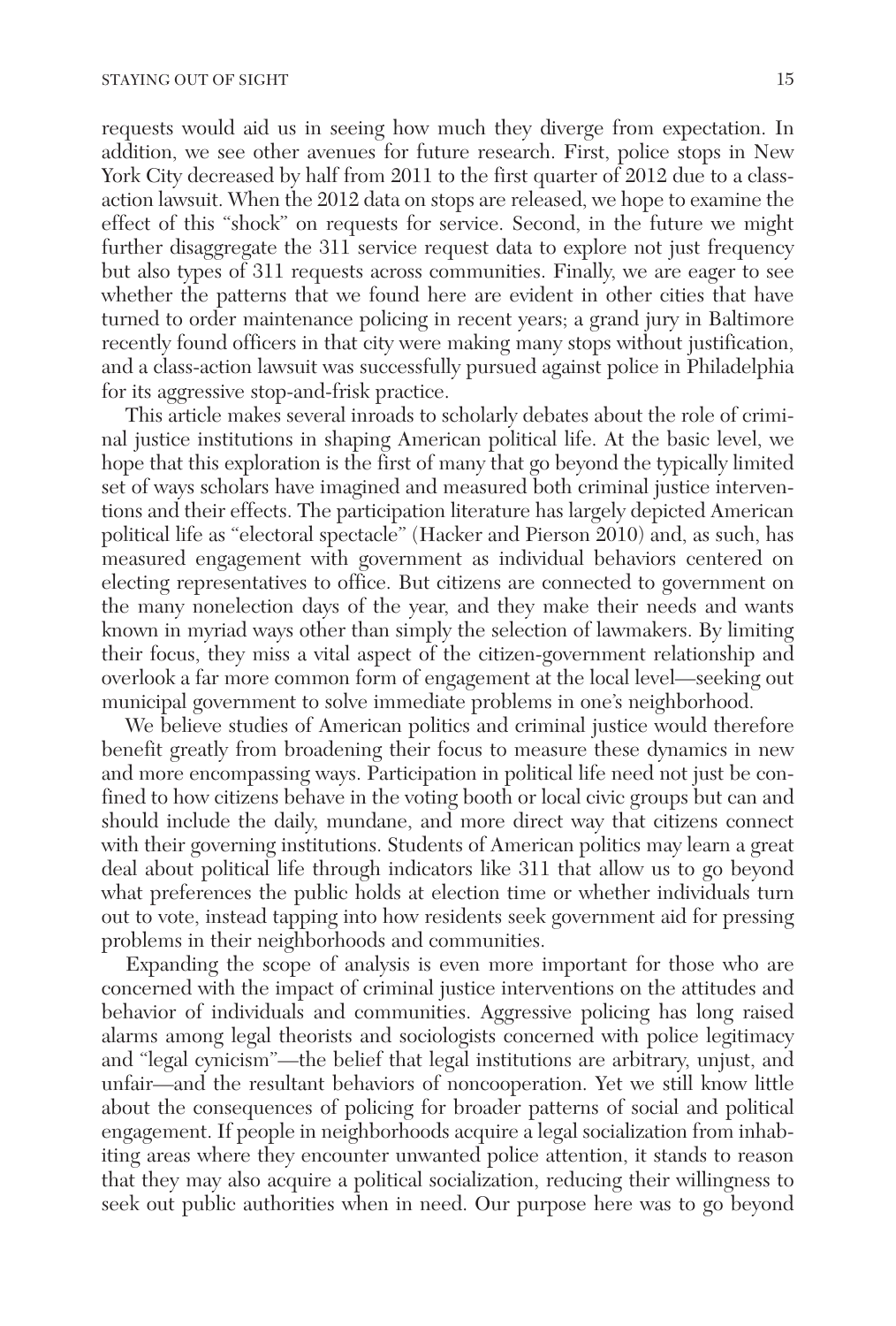requests would aid us in seeing how much they diverge from expectation. In addition, we see other avenues for future research. First, police stops in New York City decreased by half from 2011 to the first quarter of 2012 due to a class-action lawsuit. When the 2012 data on stops are released, we hope to examine the effect of this "shock" on requests for service. Second, in the future we might further disaggregate the 311 service request data to explore not just frequency but also types of 311 requests across communities. Finally, we are eager to see whether the patterns that we found here are evident in other cities that have turned to order maintenance policing in recent years; a grand jury in Baltimore recently found officers in that city were making many stops without justification, and a class-action lawsuit was successfully pursued against police in Philadelphia for its aggressive stop-and-frisk practice.

This article makes several inroads to scholarly debates about the role of criminal justice institutions in shaping American political life. At the basic level, we hope that this exploration is the first of many that go beyond the typically limited set of ways scholars have imagined and measured both criminal justice interventions and their effects. The participation literature has largely depicted American political life as "electoral spectacle" (Hacker and Pierson 2010) and, as such, has measured engagement with government as individual behaviors centered on electing representatives to office. But citizens are connected to government on the many nonelection days of the year, and they make their needs and wants known in myriad ways other than simply the selection of lawmakers. By limiting their focus, they miss a vital aspect of the citizen-government relationship and overlook a far more common form of engagement at the local level—seeking out municipal government to solve immediate problems in one's neighborhood.

We believe studies of American politics and criminal justice would therefore benefit greatly from broadening their focus to measure these dynamics in new and more encompassing ways. Participation in political life need not just be confined to how citizens behave in the voting booth or local civic groups but can and should include the daily, mundane, and more direct way that citizens connect with their governing institutions. Students of American politics may learn a great deal about political life through indicators like 311 that allow us to go beyond what preferences the public holds at election time or whether individuals turn out to vote, instead tapping into how residents seek government aid for pressing problems in their neighborhoods and communities.

Expanding the scope of analysis is even more important for those who are concerned with the impact of criminal justice interventions on the attitudes and behavior of individuals and communities. Aggressive policing has long raised alarms among legal theorists and sociologists concerned with police legitimacy and "legal cynicism"—the belief that legal institutions are arbitrary, unjust, and unfair—and the resultant behaviors of noncooperation. Yet we still know little about the consequences of policing for broader patterns of social and political engagement. If people in neighborhoods acquire a legal socialization from inhabiting areas where they encounter unwanted police attention, it stands to reason that they may also acquire a political socialization, reducing their willingness to seek out public authorities when in need. Our purpose here was to go beyond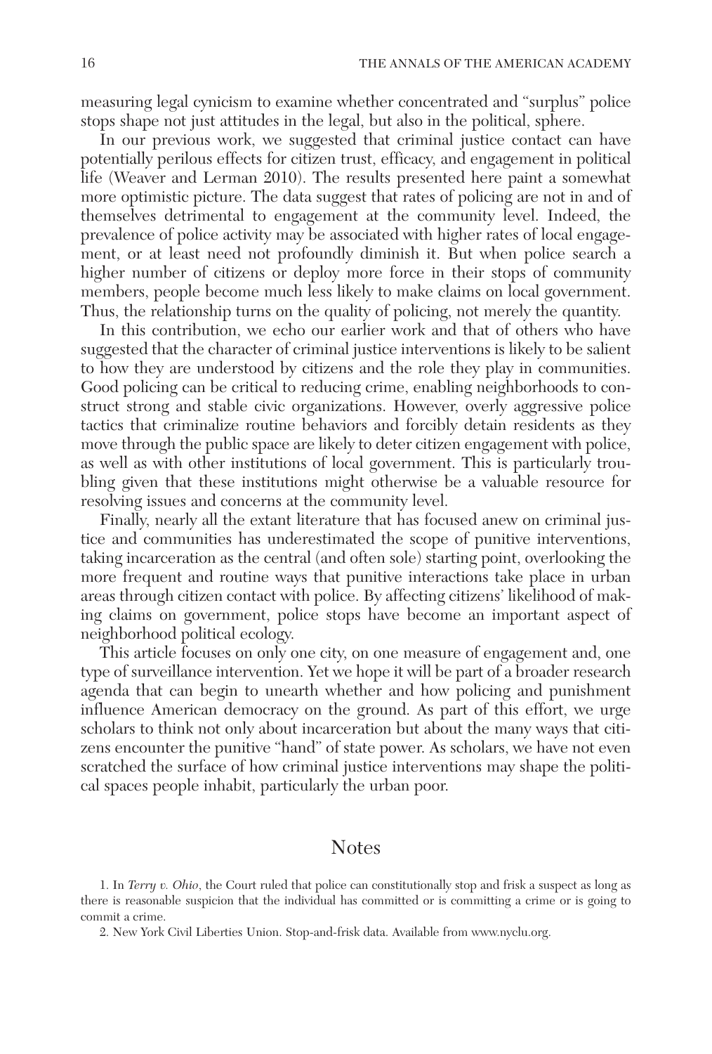measuring legal cynicism to examine whether concentrated and "surplus" police stops shape not just attitudes in the legal, but also in the political, sphere.

In our previous work, we suggested that criminal justice contact can have potentially perilous effects for citizen trust, efficacy, and engagement in political life (Weaver and Lerman 2010). The results presented here paint a somewhat more optimistic picture. The data suggest that rates of policing are not in and of themselves detrimental to engagement at the community level. Indeed, the prevalence of police activity may be associated with higher rates of local engagement, or at least need not profoundly diminish it. But when police search a higher number of citizens or deploy more force in their stops of community members, people become much less likely to make claims on local government. Thus, the relationship turns on the quality of policing, not merely the quantity.

In this contribution, we echo our earlier work and that of others who have suggested that the character of criminal justice interventions is likely to be salient to how they are understood by citizens and the role they play in communities. Good policing can be critical to reducing crime, enabling neighborhoods to construct strong and stable civic organizations. However, overly aggressive police tactics that criminalize routine behaviors and forcibly detain residents as they move through the public space are likely to deter citizen engagement with police, as well as with other institutions of local government. This is particularly troubling given that these institutions might otherwise be a valuable resource for resolving issues and concerns at the community level.

Finally, nearly all the extant literature that has focused anew on criminal justice and communities has underestimated the scope of punitive interventions, taking incarceration as the central (and often sole) starting point, overlooking the more frequent and routine ways that punitive interactions take place in urban areas through citizen contact with police. By affecting citizens' likelihood of making claims on government, police stops have become an important aspect of neighborhood political ecology.

This article focuses on only one city, on one measure of engagement and, one type of surveillance intervention. Yet we hope it will be part of a broader research agenda that can begin to unearth whether and how policing and punishment influence American democracy on the ground. As part of this effort, we urge scholars to think not only about incarceration but about the many ways that citizens encounter the punitive "hand" of state power. As scholars, we have not even scratched the surface of how criminal justice interventions may shape the political spaces people inhabit, particularly the urban poor.

## Notes

1. In *Terry v. Ohio*, the Court ruled that police can constitutionally stop and frisk a suspect as long as there is reasonable suspicion that the individual has committed or is committing a crime or is going to commit a crime.

2. New York Civil Liberties Union. Stop-and-frisk data. Available from www.nyclu.org.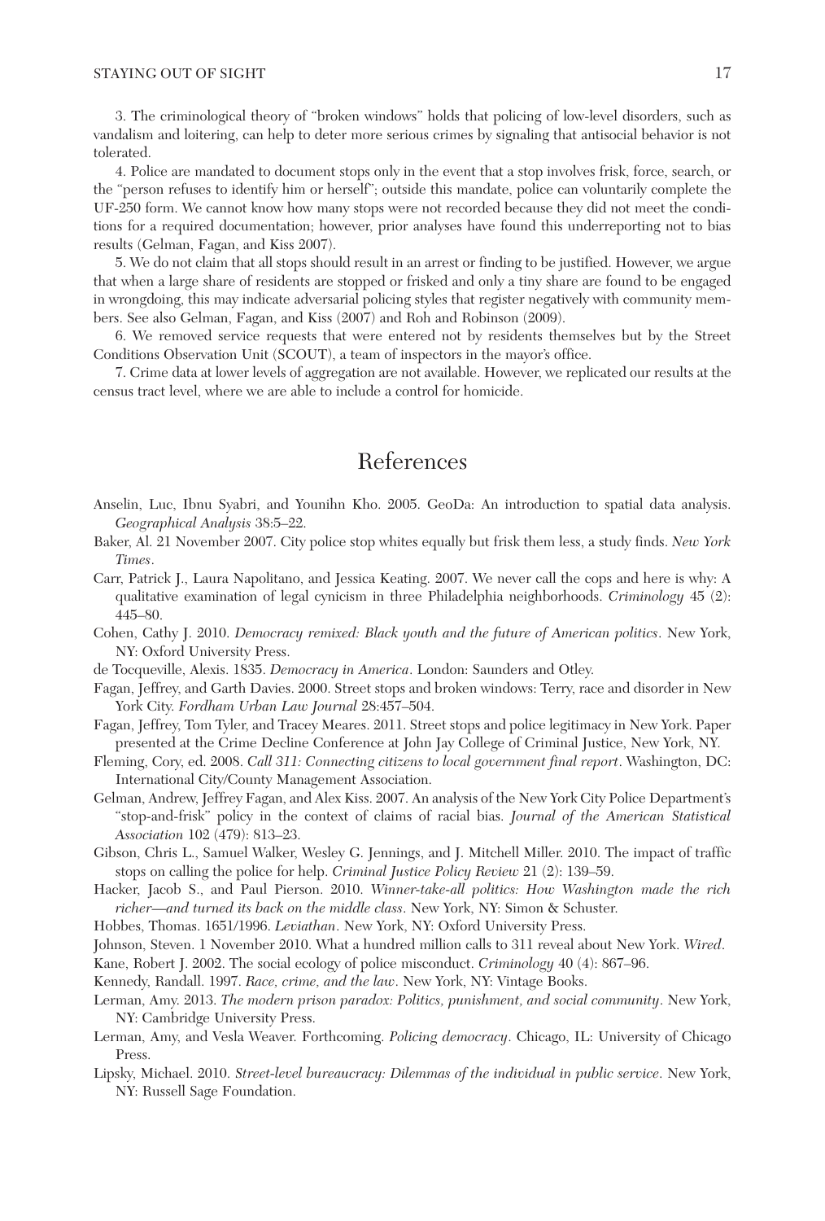3. The criminological theory of "broken windows" holds that policing of low-level disorders, such as vandalism and loitering, can help to deter more serious crimes by signaling that antisocial behavior is not tolerated.

4. Police are mandated to document stops only in the event that a stop involves frisk, force, search, or the "person refuses to identify him or herself"; outside this mandate, police can voluntarily complete the UF-250 form. We cannot know how many stops were not recorded because they did not meet the conditions for a required documentation; however, prior analyses have found this underreporting not to bias results (Gelman, Fagan, and Kiss 2007).

5. We do not claim that all stops should result in an arrest or finding to be justified. However, we argue that when a large share of residents are stopped or frisked and only a tiny share are found to be engaged in wrongdoing, this may indicate adversarial policing styles that register negatively with community members. See also Gelman, Fagan, and Kiss (2007) and Roh and Robinson (2009).

6. We removed service requests that were entered not by residents themselves but by the Street Conditions Observation Unit (SCOUT), a team of inspectors in the mayor's office.

7. Crime data at lower levels of aggregation are not available. However, we replicated our results at the census tract level, where we are able to include a control for homicide.

# References

Anselin, Luc, Ibnu Syabri, and Younihn Kho. 2005. GeoDa: An introduction to spatial data analysis. *Geographical Analysis* 38:5–22.

Baker, Al. 21 November 2007. City police stop whites equally but frisk them less, a study finds. *New York Times*.

Carr, Patrick J., Laura Napolitano, and Jessica Keating. 2007. We never call the cops and here is why: A qualitative examination of legal cynicism in three Philadelphia neighborhoods. *Criminology* 45 (2): 445–80.

Cohen, Cathy J. 2010. *Democracy remixed: Black youth and the future of American politics*. New York, NY: Oxford University Press.

de Tocqueville, Alexis. 1835. *Democracy in America*. London: Saunders and Otley.

Fagan, Jeffrey, and Garth Davies. 2000. Street stops and broken windows: Terry, race and disorder in New York City. *Fordham Urban Law Journal* 28:457–504.

Fagan, Jeffrey, Tom Tyler, and Tracey Meares. 2011. Street stops and police legitimacy in New York. Paper presented at the Crime Decline Conference at John Jay College of Criminal Justice, New York, NY.

Fleming, Cory, ed. 2008. *Call 311: Connecting citizens to local government final report*. Washington, DC: International City/County Management Association.

Gelman, Andrew, Jeffrey Fagan, and Alex Kiss. 2007. An analysis of the New York City Police Department's "stop-and-frisk" policy in the context of claims of racial bias. *Journal of the American Statistical Association* 102 (479): 813–23.

Gibson, Chris L., Samuel Walker, Wesley G. Jennings, and J. Mitchell Miller. 2010. The impact of traffic stops on calling the police for help. *Criminal Justice Policy Review* 21 (2): 139–59.

Hacker, Jacob S., and Paul Pierson. 2010. *Winner-take-all politics: How Washington made the rich richer—and turned its back on the middle class*. New York, NY: Simon & Schuster.

Hobbes, Thomas. 1651/1996. *Leviathan*. New York, NY: Oxford University Press.

Johnson, Steven. 1 November 2010. What a hundred million calls to 311 reveal about New York. *Wired*.

Kane, Robert J. 2002. The social ecology of police misconduct. *Criminology* 40 (4): 867–96.

Kennedy, Randall. 1997. *Race, crime, and the law*. New York, NY: Vintage Books.

Lerman, Amy. 2013. *The modern prison paradox: Politics, punishment, and social community*. New York, NY: Cambridge University Press.

Lerman, Amy, and Vesla Weaver. Forthcoming. *Policing democracy*. Chicago, IL: University of Chicago Press.

Lipsky, Michael. 2010. *Street-level bureaucracy: Dilemmas of the individual in public service*. New York, NY: Russell Sage Foundation.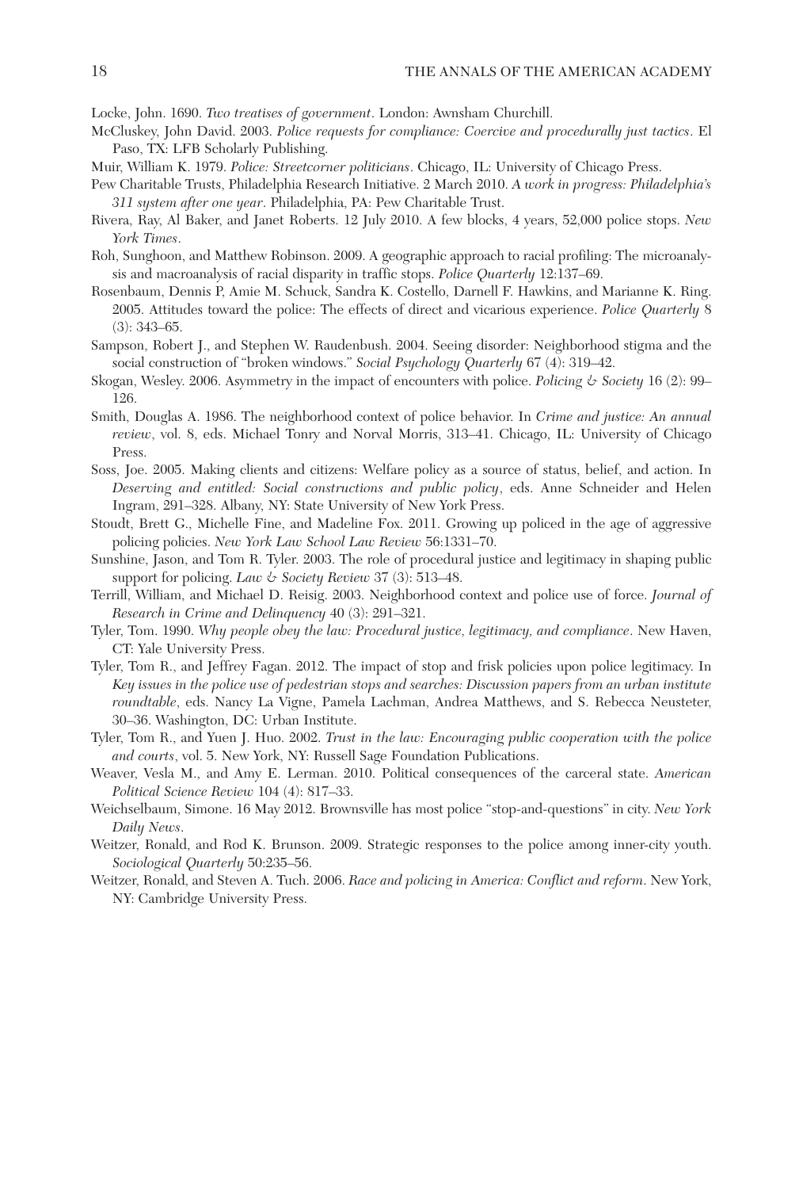Locke, John. 1690. *Two treatises of government*. London: Awnsham Churchill.

McCluskey, John David. 2003. *Police requests for compliance: Coercive and procedurally just tactics*. El Paso, TX: LFB Scholarly Publishing.

Muir, William K. 1979. *Police: Streetcorner politicians*. Chicago, IL: University of Chicago Press.

Pew Charitable Trusts, Philadelphia Research Initiative. 2 March 2010. *A work in progress: Philadelphia's 311 system after one year*. Philadelphia, PA: Pew Charitable Trust.

Rivera, Ray, Al Baker, and Janet Roberts. 12 July 2010. A few blocks, 4 years, 52,000 police stops. *New York Times*.

Roh, Sunghoon, and Matthew Robinson. 2009. A geographic approach to racial profiling: The microanalysis and macroanalysis of racial disparity in traffic stops. *Police Quarterly* 12:137–69.

Rosenbaum, Dennis P, Amie M. Schuck, Sandra K. Costello, Darnell F. Hawkins, and Marianne K. Ring. 2005. Attitudes toward the police: The effects of direct and vicarious experience. *Police Quarterly* 8 (3): 343–65.

Sampson, Robert J., and Stephen W. Raudenbush. 2004. Seeing disorder: Neighborhood stigma and the social construction of "broken windows." *Social Psychology Quarterly* 67 (4): 319–42.

Skogan, Wesley. 2006. Asymmetry in the impact of encounters with police. *Policing & Society* 16 (2): 99–126.

Smith, Douglas A. 1986. The neighborhood context of police behavior. In *Crime and justice: An annual review*, vol. 8, eds. Michael Tonry and Norval Morris, 313–41. Chicago, IL: University of Chicago Press.

Soss, Joe. 2005. Making clients and citizens: Welfare policy as a source of status, belief, and action. In *Deserving and entitled: Social constructions and public policy*, eds. Anne Schneider and Helen Ingram, 291–328. Albany, NY: State University of New York Press.

Stoudt, Brett G., Michelle Fine, and Madeline Fox. 2011. Growing up policed in the age of aggressive policing policies. *New York Law School Law Review* 56:1331–70.

Sunshine, Jason, and Tom R. Tyler. 2003. The role of procedural justice and legitimacy in shaping public support for policing. *Law & Society Review* 37 (3): 513–48.

Terrill, William, and Michael D. Reisig. 2003. Neighborhood context and police use of force. *Journal of Research in Crime and Delinquency* 40 (3): 291–321.

Tyler, Tom. 1990. *Why people obey the law: Procedural justice, legitimacy, and compliance*. New Haven, CT: Yale University Press.

Tyler, Tom R., and Jeffrey Fagan. 2012. The impact of stop and frisk policies upon police legitimacy. In *Key issues in the police use of pedestrian stops and searches: Discussion papers from an urban institute roundtable*, eds. Nancy La Vigne, Pamela Lachman, Andrea Matthews, and S. Rebecca Neusteter, 30–36. Washington, DC: Urban Institute.

Tyler, Tom R., and Yuen J. Huo. 2002. *Trust in the law: Encouraging public cooperation with the police and courts*, vol. 5. New York, NY: Russell Sage Foundation Publications.

Weaver, Vesla M., and Amy E. Lerman. 2010. Political consequences of the carceral state. *American Political Science Review* 104 (4): 817–33.

Weichselbaum, Simone. 16 May 2012. Brownsville has most police "stop-and-questions" in city. *New York Daily News*.

Weitzer, Ronald, and Rod K. Brunson. 2009. Strategic responses to the police among inner-city youth. *Sociological Quarterly* 50:235–56.

Weitzer, Ronald, and Steven A. Tuch. 2006. *Race and policing in America: Conflict and reform*. New York, NY: Cambridge University Press.